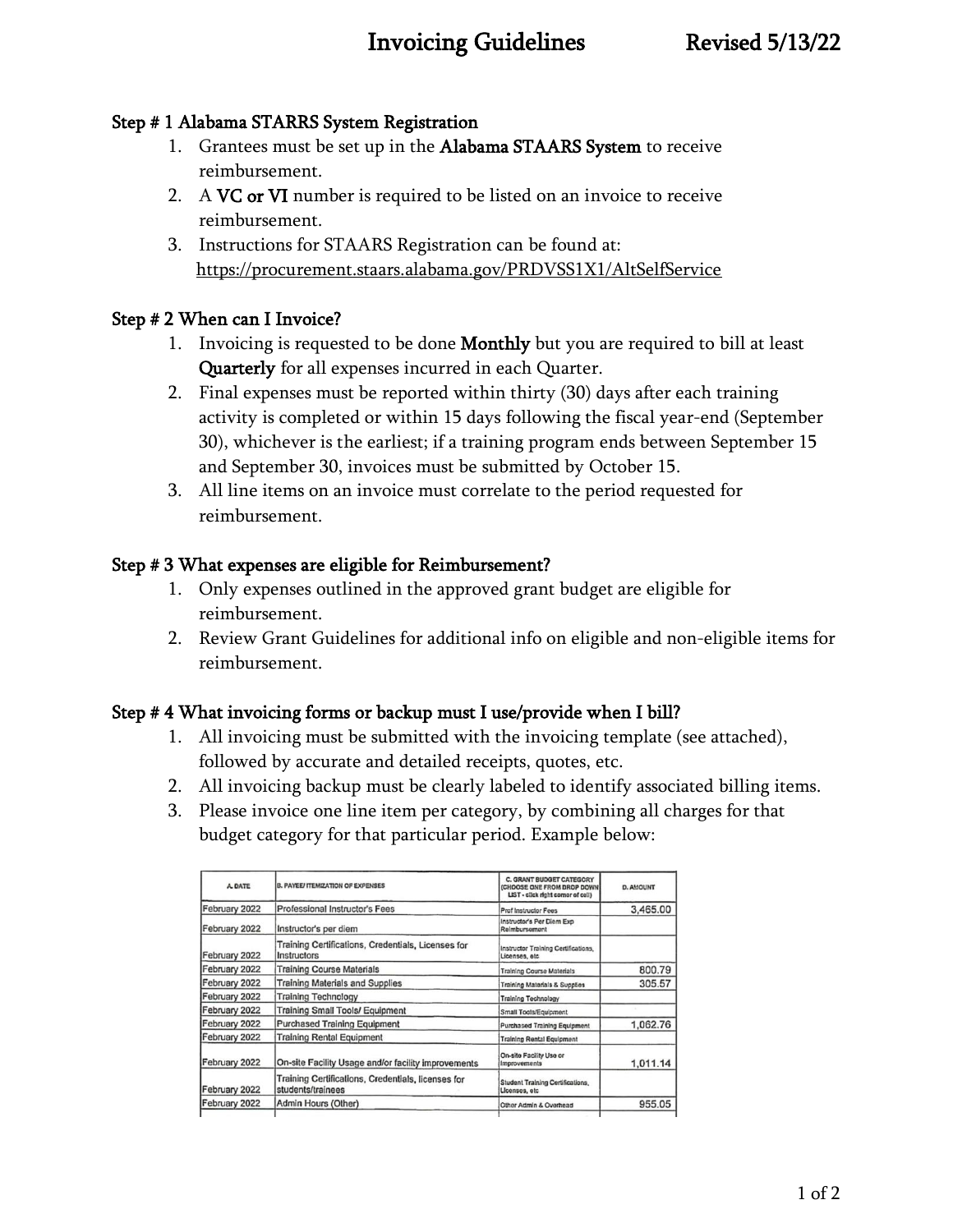# Invoicing Guidelines Revised 5/13/22

### Step # 1 Alabama STARRS System Registration

1. Grantees must be set up in the **Alabama STAARS System** to receive reimbursement.
2. A **VC or VI** number is required to be listed on an invoice to receive reimbursement.
3. Instructions for STAARS Registration can be found at: https://procurement.staars.alabama.gov/PRDVSS1X1/AltSelfService

### Step # 2 When can I Invoice?

1. Invoicing is requested to be done **Monthly** but you are required to bill at least **Quarterly** for all expenses incurred in each Quarter.
2. Final expenses must be reported within thirty (30) days after each training activity is completed or within 15 days following the fiscal year-end (September 30), whichever is the earliest; if a training program ends between September 15 and September 30, invoices must be submitted by October 15.
3. All line items on an invoice must correlate to the period requested for reimbursement.

### Step # 3 What expenses are eligible for Reimbursement?

1. Only expenses outlined in the approved grant budget are eligible for reimbursement.
2. Review Grant Guidelines for additional info on eligible and non-eligible items for reimbursement.

### Step # 4 What invoicing forms or backup must I use/provide when I bill?

1. All invoicing must be submitted with the invoicing template (see attached), followed by accurate and detailed receipts, quotes, etc.
2. All invoicing backup must be clearly labeled to identify associated billing items.
3. Please invoice one line item per category, by combining all charges for that budget category for that particular period. Example below:

| A. DATE | B. PAYEE/ ITEMIZATION OF EXPENSES | C. GRANT BUDGET CATEGORY (CHOOSE ONE FROM DROP DOWN LIST - click right corner of cell) | D. AMOUNT |
|---|---|---|---|
| February 2022 | Professional Instructor's Fees | Prof Instructor Fees | 3,465.00 |
| February 2022 | Instructor's per diem | Instructor's Per Diem Exp Reimbursement | |
| February 2022 | Training Certifications, Credentials, Licenses for Instructors | Instructor Training Certifications, Licenses, etc | |
| February 2022 | Training Course Materials | Training Course Materials | 800.79 |
| February 2022 | Training Materials and Supplies | Training Materials & Supplies | 305.57 |
| February 2022 | Training Technology | Training Technology | |
| February 2022 | Training Small Tools/ Equipment | Small Tools/Equipment | |
| February 2022 | Purchased Training Equipment | Purchased Training Equipment | 1,062.76 |
| February 2022 | Training Rental Equipment | Training Rental Equipment | |
| February 2022 | On-site Facility Usage and/or facility improvements | On-site Facility Use or Improvements | 1,011.14 |
| February 2022 | Training Certifications, Credentials, licenses for students/trainees | Student Training Certifications, Licenses, etc | |
| February 2022 | Admin Hours (Other) | Other Admin & Overhead | 955.05 |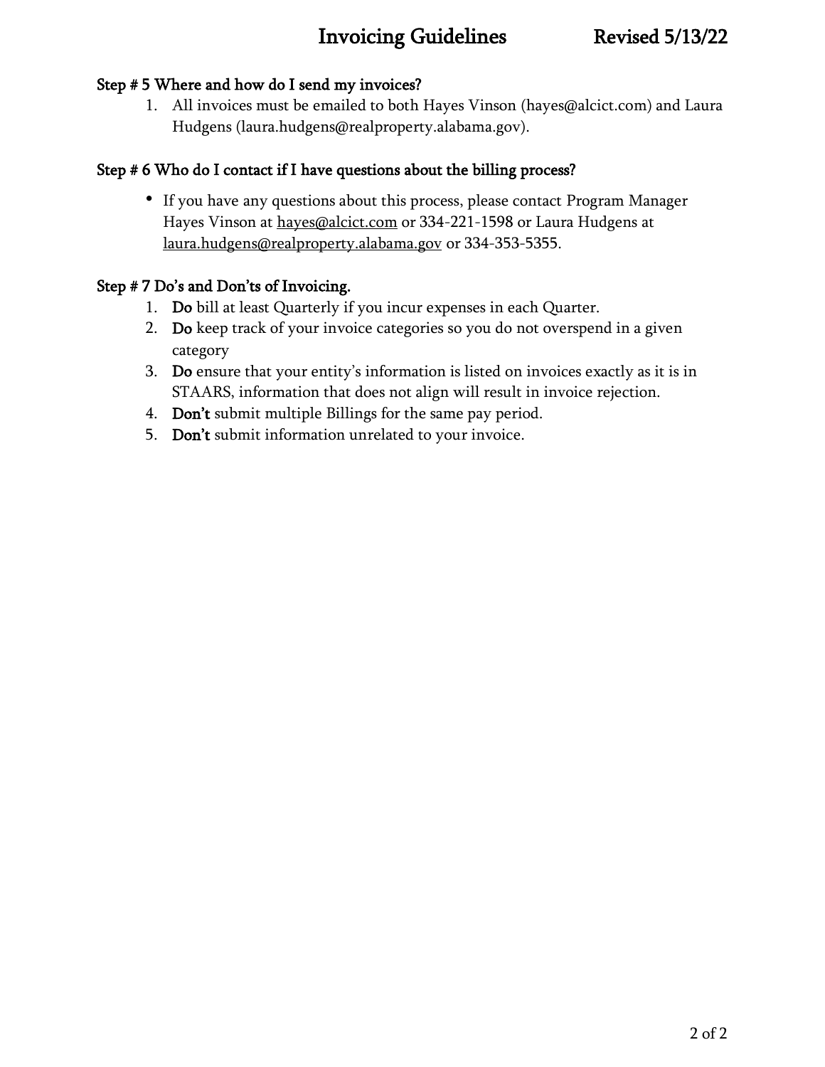### Step # 5 Where and how do I send my invoices?

1. All invoices must be emailed to both Hayes Vinson (hayes@alcict.com) and Laura Hudgens (laura.hudgens@realproperty.alabama.gov).

### Step # 6 Who do I contact if I have questions about the billing process?

- If you have any questions about this process, please contact Program Manager Hayes Vinson at hayes@alcict.com or 334-221-1598 or Laura Hudgens at laura.hudgens@realproperty.alabama.gov or 334-353-5355.

### Step # 7 Do's and Don'ts of Invoicing.

1. **Do** bill at least Quarterly if you incur expenses in each Quarter.
2. **Do** keep track of your invoice categories so you do not overspend in a given category
3. **Do** ensure that your entity's information is listed on invoices exactly as it is in STAARS, information that does not align will result in invoice rejection.
4. **Don't** submit multiple Billings for the same pay period.
5. **Don't** submit information unrelated to your invoice.